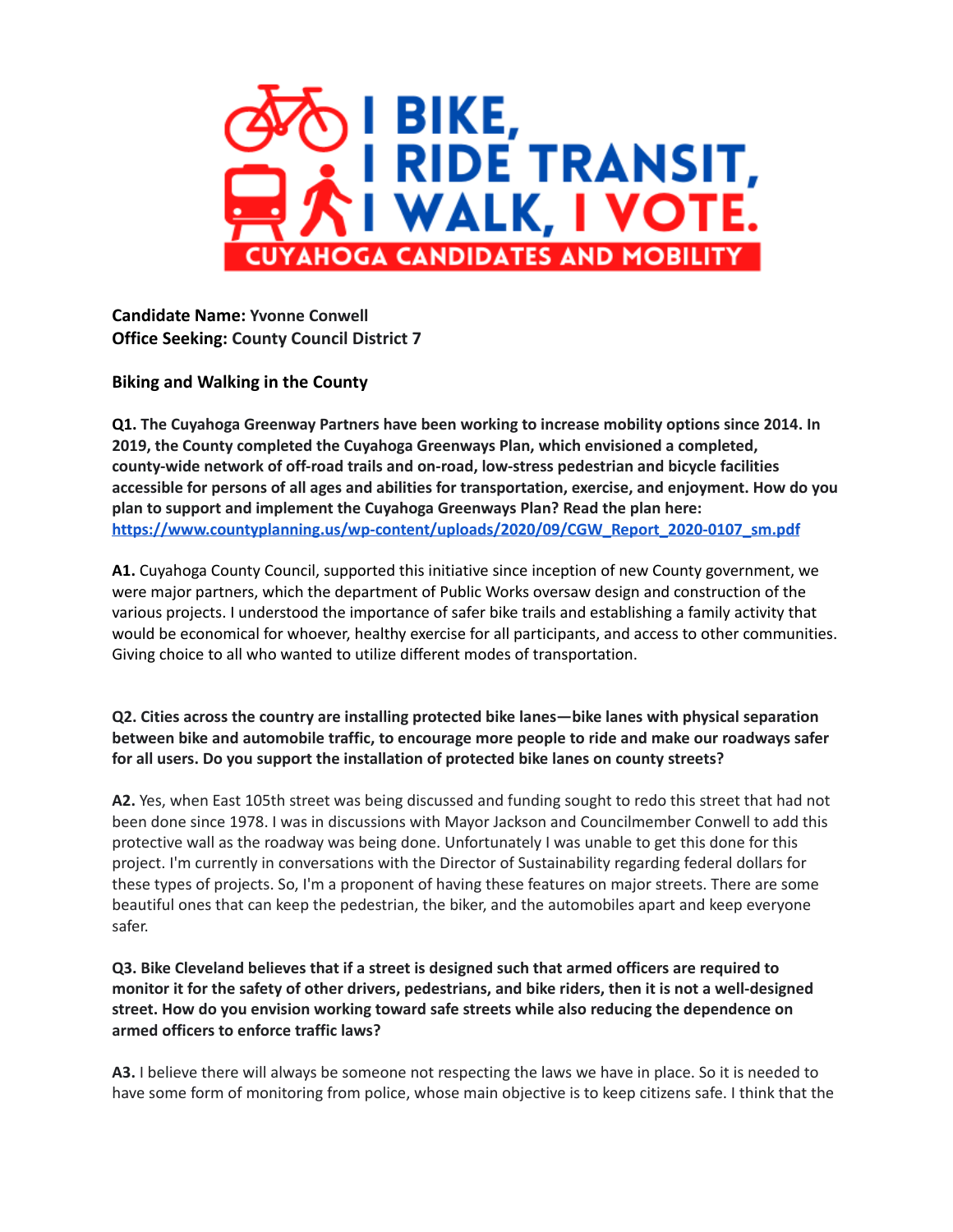# I BIKE, I RIDE TRANSIT, I WALK, I VOTE.

## CUYAHOGA CANDIDATES AND MOBILITY

**Candidate Name:** Yvonne Conwell
**Office Seeking:** County Council District 7

### Biking and Walking in the County

**Q1. The Cuyahoga Greenway Partners have been working to increase mobility options since 2014. In 2019, the County completed the Cuyahoga Greenways Plan, which envisioned a completed, county-wide network of off-road trails and on-road, low-stress pedestrian and bicycle facilities accessible for persons of all ages and abilities for transportation, exercise, and enjoyment. How do you plan to support and implement the Cuyahoga Greenways Plan? Read the plan here: https://www.countyplanning.us/wp-content/uploads/2020/09/CGW_Report_2020-0107_sm.pdf**

**A1.** Cuyahoga County Council, supported this initiative since inception of new County government, we were major partners, which the department of Public Works oversaw design and construction of the various projects. I understood the importance of safer bike trails and establishing a family activity that would be economical for whoever, healthy exercise for all participants, and access to other communities. Giving choice to all who wanted to utilize different modes of transportation.

**Q2. Cities across the country are installing protected bike lanes—bike lanes with physical separation between bike and automobile traffic, to encourage more people to ride and make our roadways safer for all users. Do you support the installation of protected bike lanes on county streets?**

**A2.** Yes, when East 105th street was being discussed and funding sought to redo this street that had not been done since 1978. I was in discussions with Mayor Jackson and Councilmember Conwell to add this protective wall as the roadway was being done. Unfortunately I was unable to get this done for this project. I'm currently in conversations with the Director of Sustainability regarding federal dollars for these types of projects. So, I'm a proponent of having these features on major streets. There are some beautiful ones that can keep the pedestrian, the biker, and the automobiles apart and keep everyone safer.

**Q3. Bike Cleveland believes that if a street is designed such that armed officers are required to monitor it for the safety of other drivers, pedestrians, and bike riders, then it is not a well-designed street. How do you envision working toward safe streets while also reducing the dependence on armed officers to enforce traffic laws?**

**A3.** I believe there will always be someone not respecting the laws we have in place. So it is needed to have some form of monitoring from police, whose main objective is to keep citizens safe. I think that the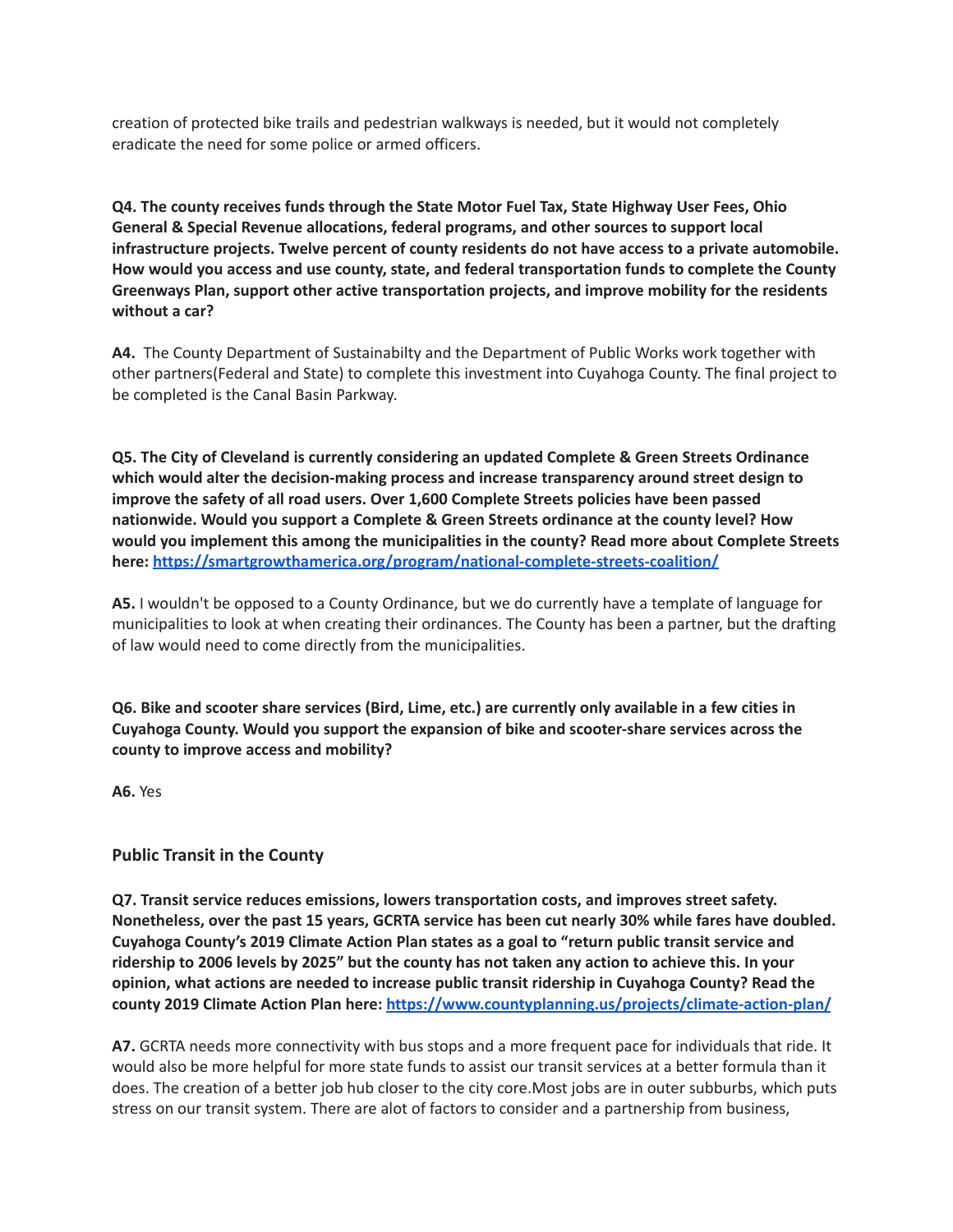creation of protected bike trails and pedestrian walkways is needed, but it would not completely eradicate the need for some police or armed officers.

**Q4. The county receives funds through the State Motor Fuel Tax, State Highway User Fees, Ohio General & Special Revenue allocations, federal programs, and other sources to support local infrastructure projects. Twelve percent of county residents do not have access to a private automobile. How would you access and use county, state, and federal transportation funds to complete the County Greenways Plan, support other active transportation projects, and improve mobility for the residents without a car?**

**A4.** The County Department of Sustainabilty and the Department of Public Works work together with other partners(Federal and State) to complete this investment into Cuyahoga County. The final project to be completed is the Canal Basin Parkway.

**Q5. The City of Cleveland is currently considering an updated Complete & Green Streets Ordinance which would alter the decision-making process and increase transparency around street design to improve the safety of all road users. Over 1,600 Complete Streets policies have been passed nationwide. Would you support a Complete & Green Streets ordinance at the county level? How would you implement this among the municipalities in the county? Read more about Complete Streets here: [https://smartgrowthamerica.org/program/national-complete-streets-coalition/](https://smartgrowthamerica.org/program/national-complete-streets-coalition/)**

**A5.** I wouldn't be opposed to a County Ordinance, but we do currently have a template of language for municipalities to look at when creating their ordinances. The County has been a partner, but the drafting of law would need to come directly from the municipalities.

**Q6. Bike and scooter share services (Bird, Lime, etc.) are currently only available in a few cities in Cuyahoga County. Would you support the expansion of bike and scooter-share services across the county to improve access and mobility?**

**A6.** Yes

### Public Transit in the County

**Q7. Transit service reduces emissions, lowers transportation costs, and improves street safety. Nonetheless, over the past 15 years, GCRTA service has been cut nearly 30% while fares have doubled. Cuyahoga County's 2019 Climate Action Plan states as a goal to "return public transit service and ridership to 2006 levels by 2025" but the county has not taken any action to achieve this. In your opinion, what actions are needed to increase public transit ridership in Cuyahoga County? Read the county 2019 Climate Action Plan here: [https://www.countyplanning.us/projects/climate-action-plan/](https://www.countyplanning.us/projects/climate-action-plan/)**

**A7.** GCRTA needs more connectivity with bus stops and a more frequent pace for individuals that ride. It would also be more helpful for more state funds to assist our transit services at a better formula than it does. The creation of a better job hub closer to the city core.Most jobs are in outer subburbs, which puts stress on our transit system. There are alot of factors to consider and a partnership from business,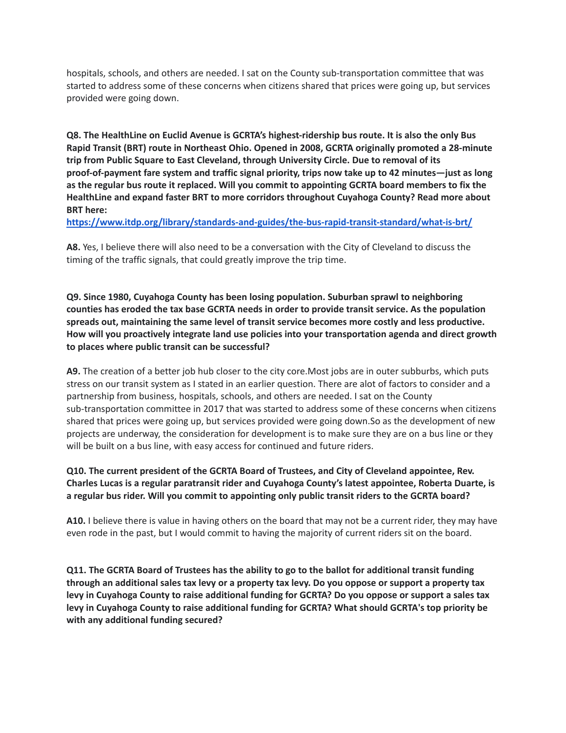hospitals, schools, and others are needed. I sat on the County sub-transportation committee that was started to address some of these concerns when citizens shared that prices were going up, but services provided were going down.

**Q8. The HealthLine on Euclid Avenue is GCRTA's highest-ridership bus route. It is also the only Bus Rapid Transit (BRT) route in Northeast Ohio. Opened in 2008, GCRTA originally promoted a 28-minute trip from Public Square to East Cleveland, through University Circle. Due to removal of its proof-of-payment fare system and traffic signal priority, trips now take up to 42 minutes—just as long as the regular bus route it replaced. Will you commit to appointing GCRTA board members to fix the HealthLine and expand faster BRT to more corridors throughout Cuyahoga County? Read more about BRT here:**
**https://www.itdp.org/library/standards-and-guides/the-bus-rapid-transit-standard/what-is-brt/**

**A8.** Yes, I believe there will also need to be a conversation with the City of Cleveland to discuss the timing of the traffic signals, that could greatly improve the trip time.

**Q9. Since 1980, Cuyahoga County has been losing population. Suburban sprawl to neighboring counties has eroded the tax base GCRTA needs in order to provide transit service. As the population spreads out, maintaining the same level of transit service becomes more costly and less productive. How will you proactively integrate land use policies into your transportation agenda and direct growth to places where public transit can be successful?**

**A9.** The creation of a better job hub closer to the city core.Most jobs are in outer subburbs, which puts stress on our transit system as I stated in an earlier question. There are alot of factors to consider and a partnership from business, hospitals, schools, and others are needed. I sat on the County sub-transportation committee in 2017 that was started to address some of these concerns when citizens shared that prices were going up, but services provided were going down.So as the development of new projects are underway, the consideration for development is to make sure they are on a bus line or they will be built on a bus line, with easy access for continued and future riders.

**Q10. The current president of the GCRTA Board of Trustees, and City of Cleveland appointee, Rev. Charles Lucas is a regular paratransit rider and Cuyahoga County's latest appointee, Roberta Duarte, is a regular bus rider. Will you commit to appointing only public transit riders to the GCRTA board?**

**A10.** I believe there is value in having others on the board that may not be a current rider, they may have even rode in the past, but I would commit to having the majority of current riders sit on the board.

**Q11. The GCRTA Board of Trustees has the ability to go to the ballot for additional transit funding through an additional sales tax levy or a property tax levy. Do you oppose or support a property tax levy in Cuyahoga County to raise additional funding for GCRTA? Do you oppose or support a sales tax levy in Cuyahoga County to raise additional funding for GCRTA? What should GCRTA's top priority be with any additional funding secured?**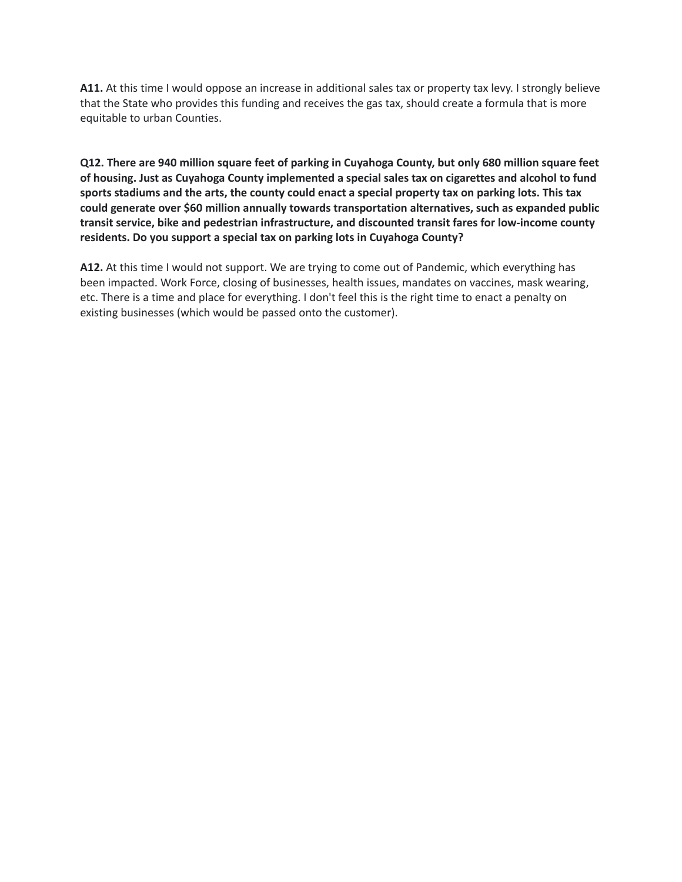**A11.** At this time I would oppose an increase in additional sales tax or property tax levy. I strongly believe that the State who provides this funding and receives the gas tax, should create a formula that is more equitable to urban Counties.

**Q12. There are 940 million square feet of parking in Cuyahoga County, but only 680 million square feet of housing. Just as Cuyahoga County implemented a special sales tax on cigarettes and alcohol to fund sports stadiums and the arts, the county could enact a special property tax on parking lots. This tax could generate over $60 million annually towards transportation alternatives, such as expanded public transit service, bike and pedestrian infrastructure, and discounted transit fares for low-income county residents. Do you support a special tax on parking lots in Cuyahoga County?**

**A12.** At this time I would not support. We are trying to come out of Pandemic, which everything has been impacted. Work Force, closing of businesses, health issues, mandates on vaccines, mask wearing, etc. There is a time and place for everything. I don't feel this is the right time to enact a penalty on existing businesses (which would be passed onto the customer).